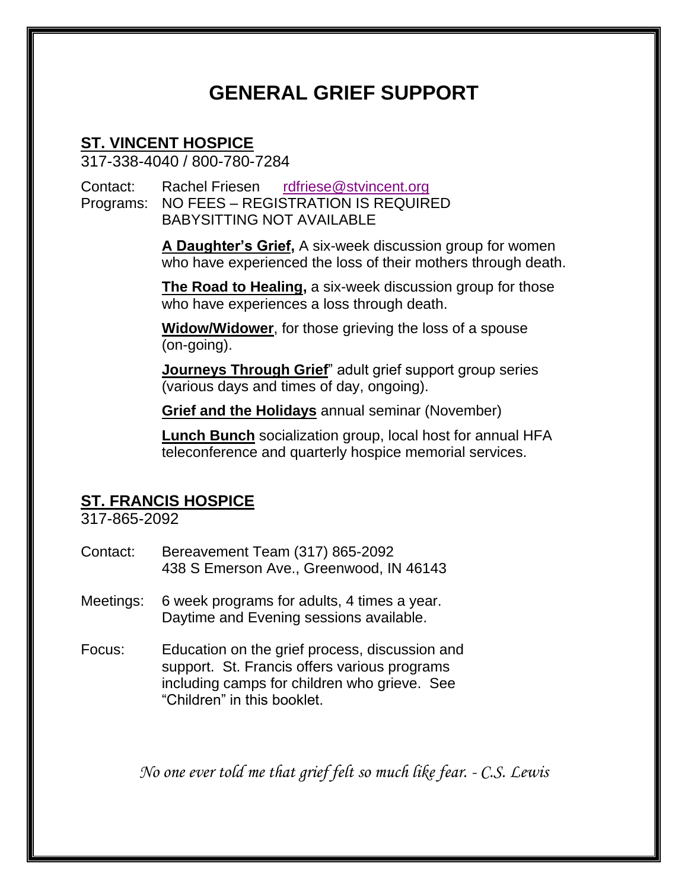# GENERAL GRIEF SUPPORT

## ST. VINCENT HOSPICE

317-338-4040 / 800-780-7284

Contact: Rachel Friesen rdfriese@stvincent.org

Programs: NO FEES – REGISTRATION IS REQUIRED
BABYSITTING NOT AVAILABLE

**A Daughter's Grief,** A six-week discussion group for women who have experienced the loss of their mothers through death.

**The Road to Healing,** a six-week discussion group for those who have experiences a loss through death.

**Widow/Widower**, for those grieving the loss of a spouse (on-going).

**Journeys Through Grief**" adult grief support group series (various days and times of day, ongoing).

**Grief and the Holidays** annual seminar (November)

**Lunch Bunch** socialization group, local host for annual HFA teleconference and quarterly hospice memorial services.

## ST. FRANCIS HOSPICE

317-865-2092

Contact: Bereavement Team (317) 865-2092
438 S Emerson Ave., Greenwood, IN 46143

Meetings: 6 week programs for adults, 4 times a year.
Daytime and Evening sessions available.

Focus: Education on the grief process, discussion and support. St. Francis offers various programs including camps for children who grieve. See "Children" in this booklet.

*No one ever told me that grief felt so much like fear. - C.S. Lewis*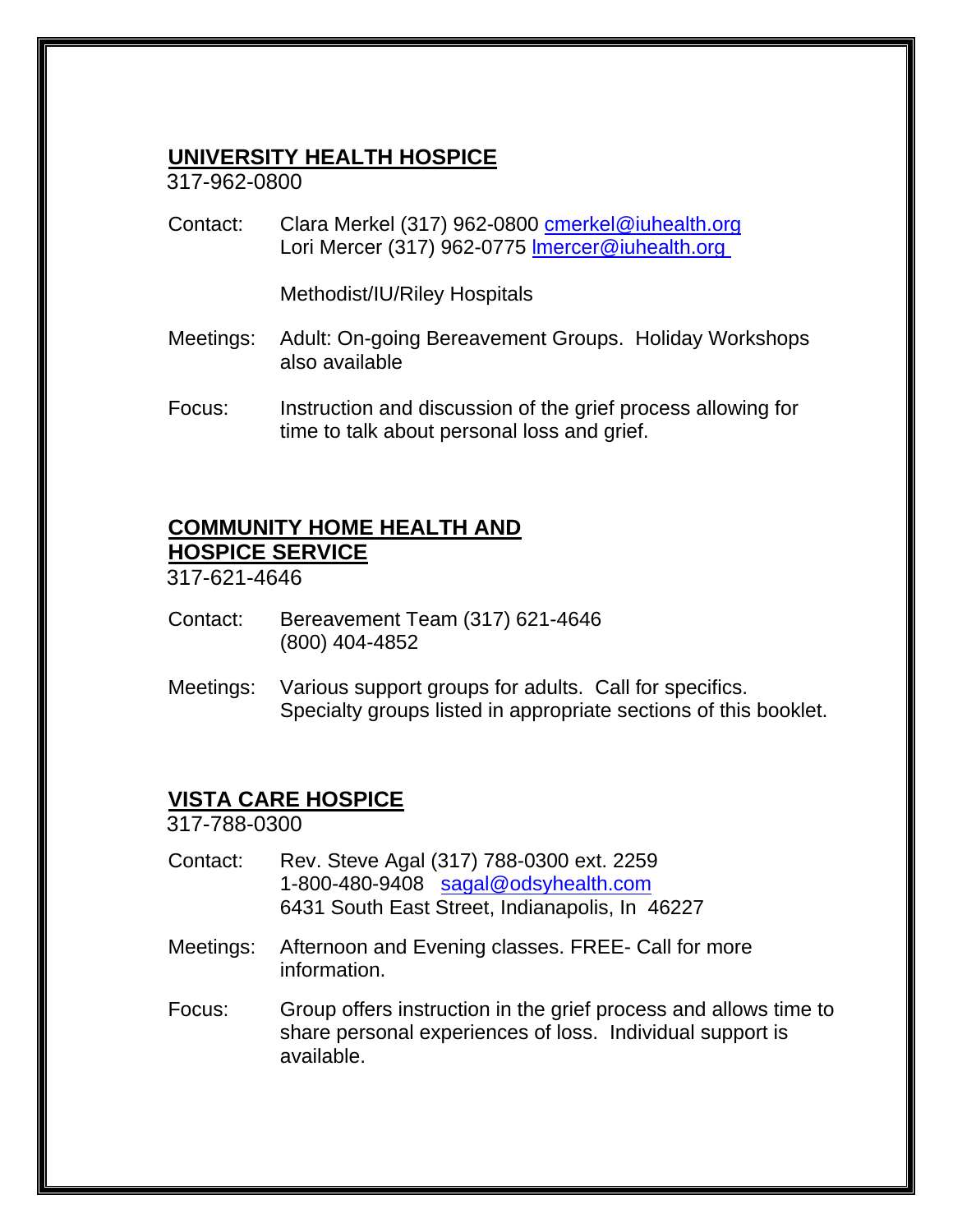## UNIVERSITY HEALTH HOSPICE

317-962-0800

Contact: Clara Merkel (317) 962-0800 cmerkel@iuhealth.org
Lori Mercer (317) 962-0775 lmercer@iuhealth.org

Methodist/IU/Riley Hospitals

Meetings: Adult: On-going Bereavement Groups. Holiday Workshops also available

Focus: Instruction and discussion of the grief process allowing for time to talk about personal loss and grief.

## COMMUNITY HOME HEALTH AND HOSPICE SERVICE

317-621-4646

Contact: Bereavement Team (317) 621-4646
(800) 404-4852

Meetings: Various support groups for adults. Call for specifics. Specialty groups listed in appropriate sections of this booklet.

## VISTA CARE HOSPICE

317-788-0300

Contact: Rev. Steve Agal (317) 788-0300 ext. 2259
1-800-480-9408 sagal@odsyhealth.com
6431 South East Street, Indianapolis, In 46227

Meetings: Afternoon and Evening classes. FREE- Call for more information.

Focus: Group offers instruction in the grief process and allows time to share personal experiences of loss. Individual support is available.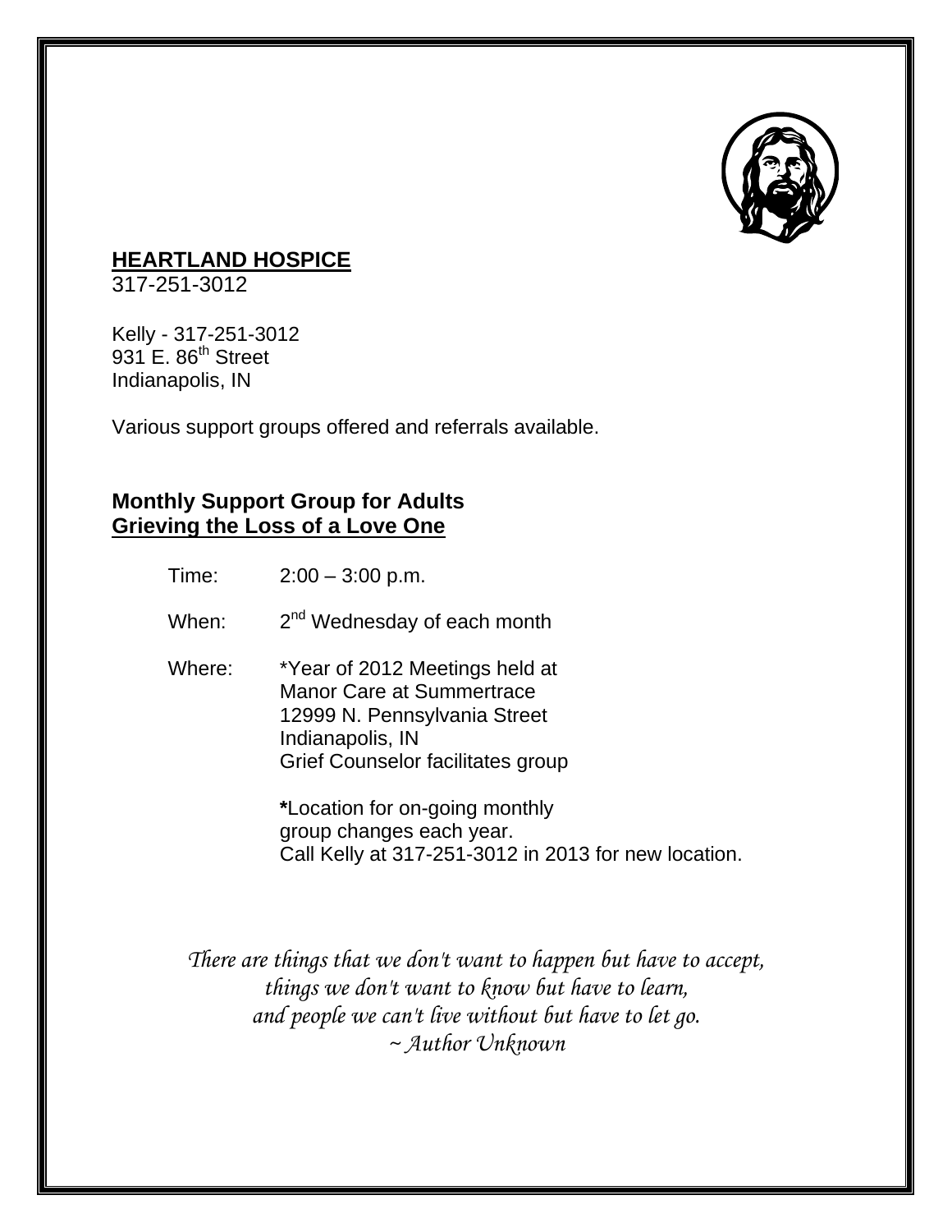## HEARTLAND HOSPICE

317-251-3012

Kelly - 317-251-3012
931 E. 86th Street
Indianapolis, IN

Various support groups offered and referrals available.

**Monthly Support Group for Adults**
**Grieving the Loss of a Love One**

Time: 2:00 – 3:00 p.m.

When: 2nd Wednesday of each month

Where: *Year of 2012 Meetings held at
Manor Care at Summertrace
12999 N. Pennsylvania Street
Indianapolis, IN
Grief Counselor facilitates group

**\***Location for on-going monthly
group changes each year.
Call Kelly at 317-251-3012 in 2013 for new location.

*There are things that we don't want to happen but have to accept,*
*things we don't want to know but have to learn,*
*and people we can't live without but have to let go.*
*~ Author Unknown*